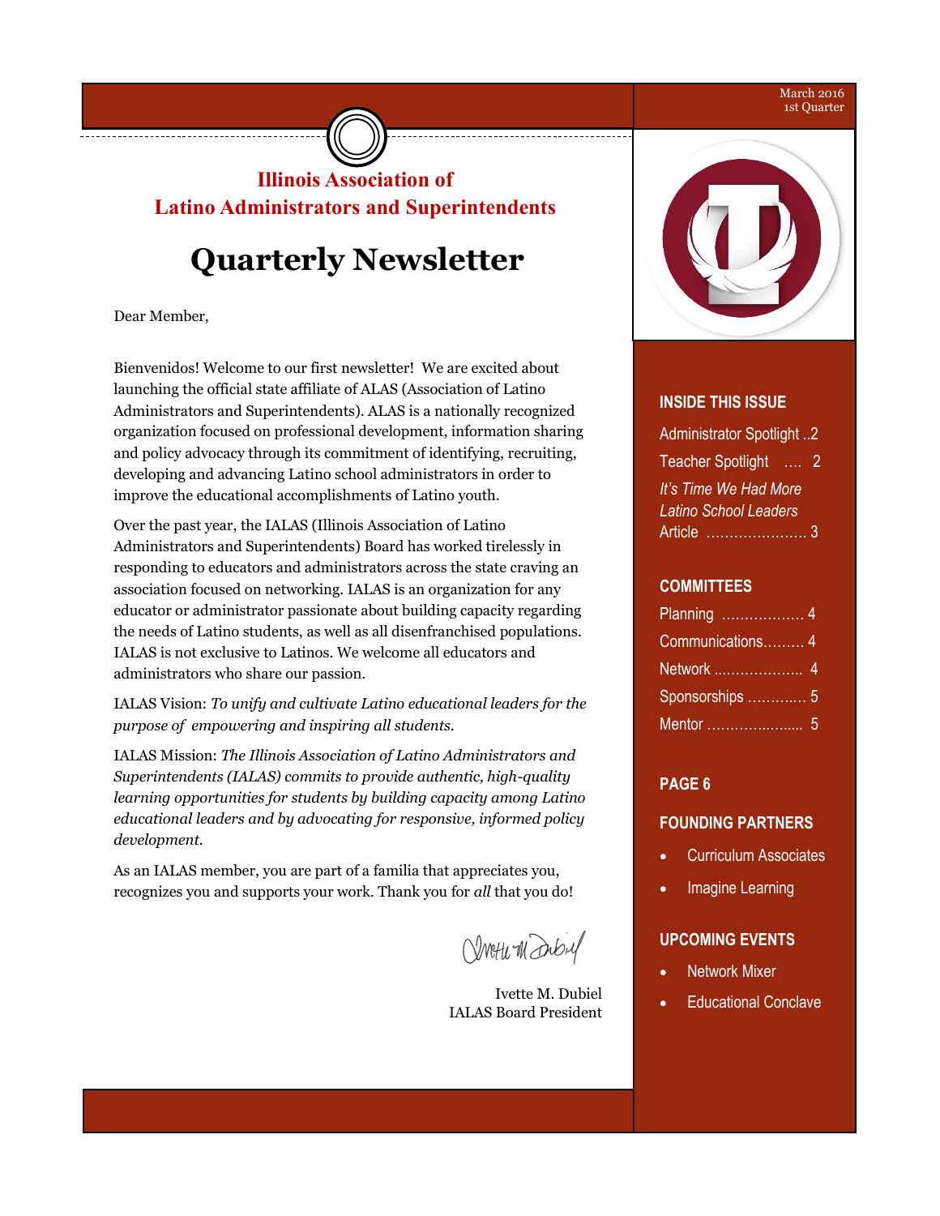March 2016
1st Quarter

## Illinois Association of Latino Administrators and Superintendents

# Quarterly Newsletter

Dear Member,

Bienvenidos! Welcome to our first newsletter! We are excited about launching the official state affiliate of ALAS (Association of Latino Administrators and Superintendents). ALAS is a nationally recognized organization focused on professional development, information sharing and policy advocacy through its commitment of identifying, recruiting, developing and advancing Latino school administrators in order to improve the educational accomplishments of Latino youth.

Over the past year, the IALAS (Illinois Association of Latino Administrators and Superintendents) Board has worked tirelessly in responding to educators and administrators across the state craving an association focused on networking. IALAS is an organization for any educator or administrator passionate about building capacity regarding the needs of Latino students, as well as all disenfranchised populations. IALAS is not exclusive to Latinos. We welcome all educators and administrators who share our passion.

IALAS Vision: *To unify and cultivate Latino educational leaders for the purpose of empowering and inspiring all students.*

IALAS Mission: *The Illinois Association of Latino Administrators and Superintendents (IALAS) commits to provide authentic, high-quality learning opportunities for students by building capacity among Latino educational leaders and by advocating for responsive, informed policy development.*

As an IALAS member, you are part of a familia that appreciates you, recognizes you and supports your work. Thank you for *all* that you do!

Ivette M. Dubiel
IALAS Board President

### INSIDE THIS ISSUE

- Administrator Spotlight ..2
- Teacher Spotlight .... 2
- *It's Time We Had More Latino School Leaders* Article ...................... 3

### COMMITTEES

- Planning .................. 4
- Communications......... 4
- Network ................... 4
- Sponsorships ............ 5
- Mentor ..................... 5

### PAGE 6

### FOUNDING PARTNERS

- Curriculum Associates
- Imagine Learning

### UPCOMING EVENTS

- Network Mixer
- Educational Conclave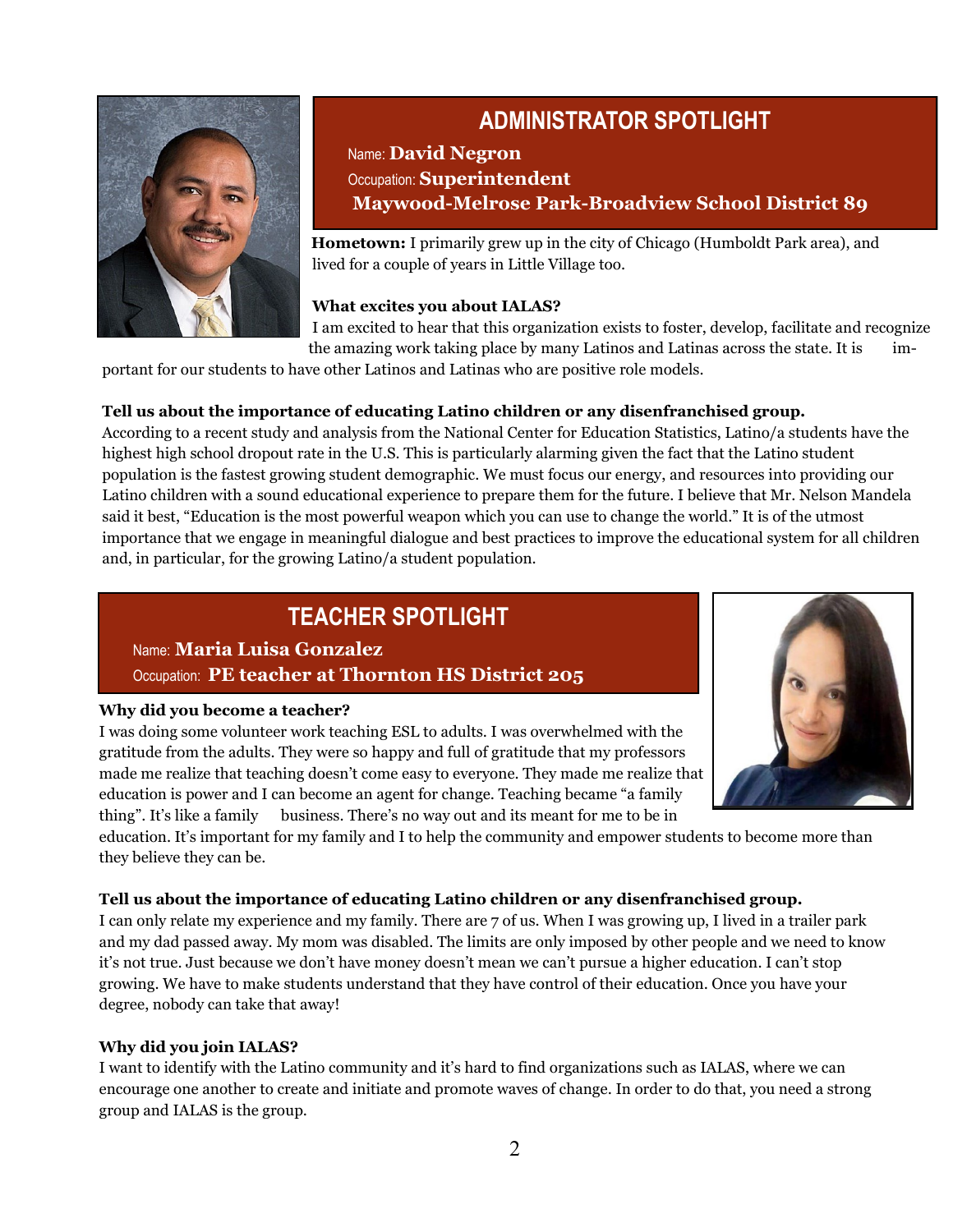## ADMINISTRATOR SPOTLIGHT

Name: **David Negron**

Occupation: **Superintendent**

**Maywood-Melrose Park-Broadview School District 89**

**Hometown:** I primarily grew up in the city of Chicago (Humboldt Park area), and lived for a couple of years in Little Village too.

**What excites you about IALAS?**

I am excited to hear that this organization exists to foster, develop, facilitate and recognize the amazing work taking place by many Latinos and Latinas across the state. It is important for our students to have other Latinos and Latinas who are positive role models.

**Tell us about the importance of educating Latino children or any disenfranchised group.**

According to a recent study and analysis from the National Center for Education Statistics, Latino/a students have the highest high school dropout rate in the U.S. This is particularly alarming given the fact that the Latino student population is the fastest growing student demographic. We must focus our energy, and resources into providing our Latino children with a sound educational experience to prepare them for the future. I believe that Mr. Nelson Mandela said it best, "Education is the most powerful weapon which you can use to change the world." It is of the utmost importance that we engage in meaningful dialogue and best practices to improve the educational system for all children and, in particular, for the growing Latino/a student population.

## TEACHER SPOTLIGHT

Name: **Maria Luisa Gonzalez**

Occupation: **PE teacher at Thornton HS District 205**

**Why did you become a teacher?**

I was doing some volunteer work teaching ESL to adults. I was overwhelmed with the gratitude from the adults. They were so happy and full of gratitude that my professors made me realize that teaching doesn't come easy to everyone. They made me realize that education is power and I can become an agent for change. Teaching became "a family thing". It's like a family business. There's no way out and its meant for me to be in education. It's important for my family and I to help the community and empower students to become more than they believe they can be.

**Tell us about the importance of educating Latino children or any disenfranchised group.**

I can only relate my experience and my family. There are 7 of us. When I was growing up, I lived in a trailer park and my dad passed away. My mom was disabled. The limits are only imposed by other people and we need to know it's not true. Just because we don't have money doesn't mean we can't pursue a higher education. I can't stop growing. We have to make students understand that they have control of their education. Once you have your degree, nobody can take that away!

**Why did you join IALAS?**

I want to identify with the Latino community and it's hard to find organizations such as IALAS, where we can encourage one another to create and initiate and promote waves of change. In order to do that, you need a strong group and IALAS is the group.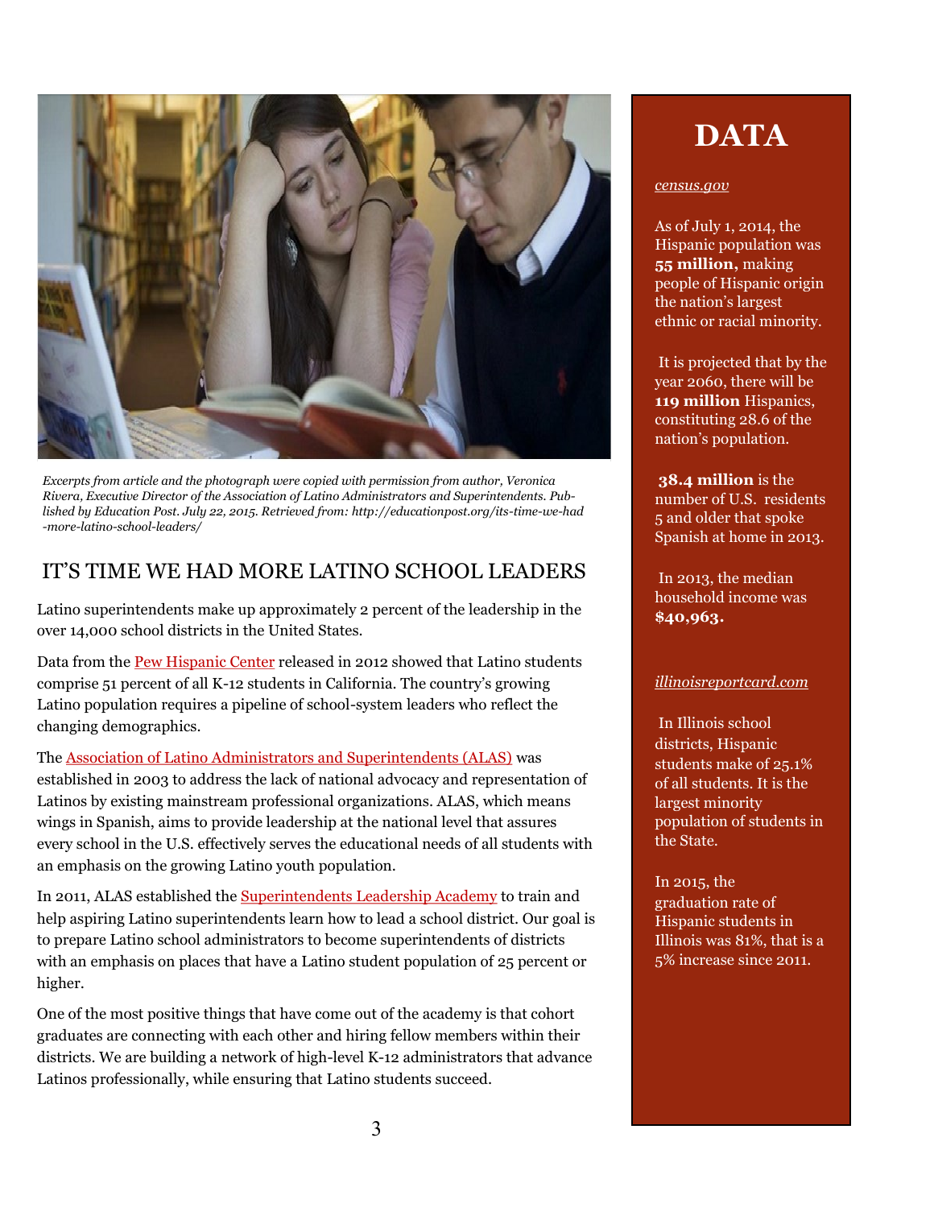*Excerpts from article and the photograph were copied with permission from author, Veronica Rivera, Executive Director of the Association of Latino Administrators and Superintendents. Published by Education Post. July 22, 2015. Retrieved from: http://educationpost.org/its-time-we-had-more-latino-school-leaders/*

## IT'S TIME WE HAD MORE LATINO SCHOOL LEADERS

Latino superintendents make up approximately 2 percent of the leadership in the over 14,000 school districts in the United States.

Data from the Pew Hispanic Center released in 2012 showed that Latino students comprise 51 percent of all K-12 students in California. The country's growing Latino population requires a pipeline of school-system leaders who reflect the changing demographics.

The Association of Latino Administrators and Superintendents (ALAS) was established in 2003 to address the lack of national advocacy and representation of Latinos by existing mainstream professional organizations. ALAS, which means wings in Spanish, aims to provide leadership at the national level that assures every school in the U.S. effectively serves the educational needs of all students with an emphasis on the growing Latino youth population.

In 2011, ALAS established the Superintendents Leadership Academy to train and help aspiring Latino superintendents learn how to lead a school district. Our goal is to prepare Latino school administrators to become superintendents of districts with an emphasis on places that have a Latino student population of 25 percent or higher.

One of the most positive things that have come out of the academy is that cohort graduates are connecting with each other and hiring fellow members within their districts. We are building a network of high-level K-12 administrators that advance Latinos professionally, while ensuring that Latino students succeed.

# DATA

*census.gov*

As of July 1, 2014, the Hispanic population was **55 million,** making people of Hispanic origin the nation's largest ethnic or racial minority.

It is projected that by the year 2060, there will be **119 million** Hispanics, constituting 28.6 of the nation's population.

**38.4 million** is the number of U.S. residents 5 and older that spoke Spanish at home in 2013.

In 2013, the median household income was **$40,963.**

*illinoisreportcard.com*

In Illinois school districts, Hispanic students make of 25.1% of all students. It is the largest minority population of students in the State.

In 2015, the graduation rate of Hispanic students in Illinois was 81%, that is a 5% increase since 2011.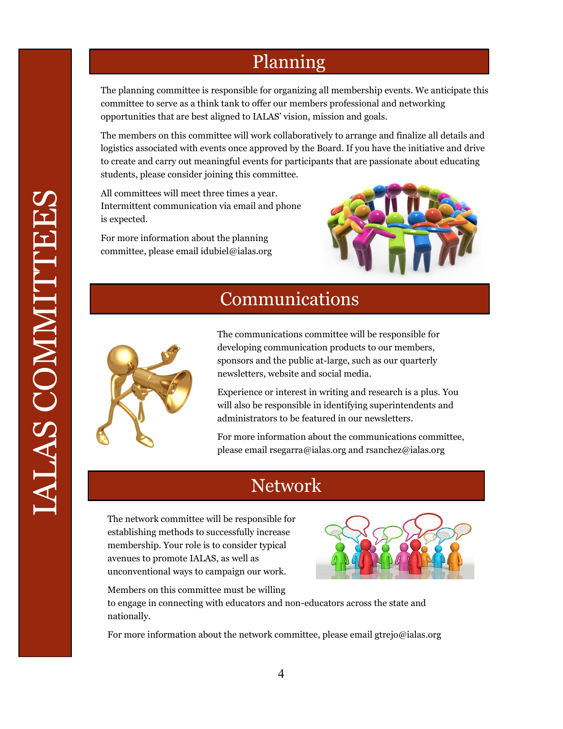# IALAS COMMITTEES

## Planning

The planning committee is responsible for organizing all membership events. We anticipate this committee to serve as a think tank to offer our members professional and networking opportunities that are best aligned to IALAS' vision, mission and goals.

The members on this committee will work collaboratively to arrange and finalize all details and logistics associated with events once approved by the Board. If you have the initiative and drive to create and carry out meaningful events for participants that are passionate about educating students, please consider joining this committee.

All committees will meet three times a year. Intermittent communication via email and phone is expected.

For more information about the planning committee, please email idubiel@ialas.org

## Communications

The communications committee will be responsible for developing communication products to our members, sponsors and the public at-large, such as our quarterly newsletters, website and social media.

Experience or interest in writing and research is a plus. You will also be responsible in identifying superintendents and administrators to be featured in our newsletters.

For more information about the communications committee, please email rsegarra@ialas.org and rsanchez@ialas.org

## Network

The network committee will be responsible for establishing methods to successfully increase membership. Your role is to consider typical avenues to promote IALAS, as well as unconventional ways to campaign our work.

Members on this committee must be willing to engage in connecting with educators and non-educators across the state and nationally.

For more information about the network committee, please email gtrejo@ialas.org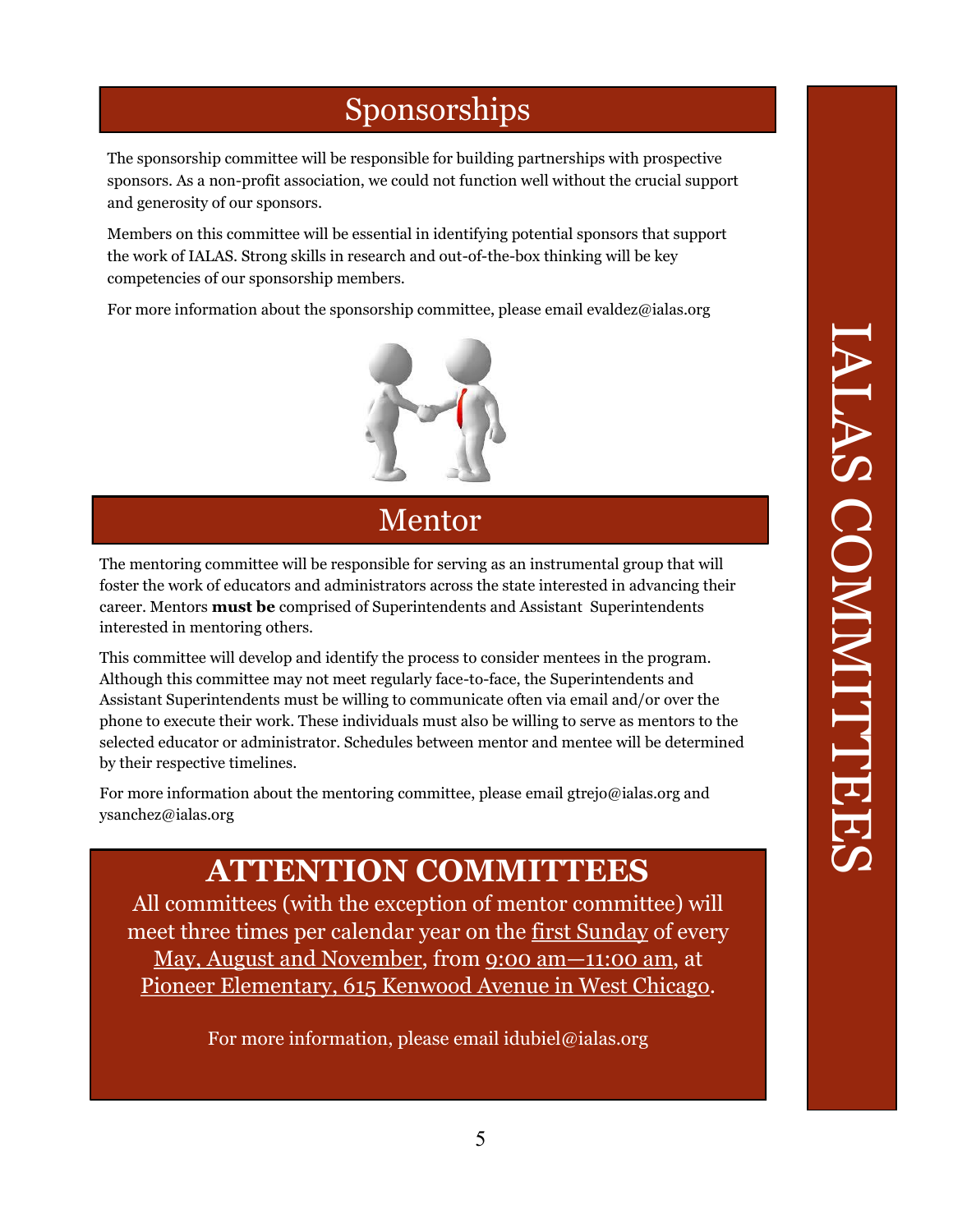# IALAS COMMITTEES

## Sponsorships

The sponsorship committee will be responsible for building partnerships with prospective sponsors. As a non-profit association, we could not function well without the crucial support and generosity of our sponsors.

Members on this committee will be essential in identifying potential sponsors that support the work of IALAS. Strong skills in research and out-of-the-box thinking will be key competencies of our sponsorship members.

For more information about the sponsorship committee, please email evaldez@ialas.org

## Mentor

The mentoring committee will be responsible for serving as an instrumental group that will foster the work of educators and administrators across the state interested in advancing their career. Mentors **must be** comprised of Superintendents and Assistant Superintendents interested in mentoring others.

This committee will develop and identify the process to consider mentees in the program. Although this committee may not meet regularly face-to-face, the Superintendents and Assistant Superintendents must be willing to communicate often via email and/or over the phone to execute their work. These individuals must also be willing to serve as mentors to the selected educator or administrator. Schedules between mentor and mentee will be determined by their respective timelines.

For more information about the mentoring committee, please email gtrejo@ialas.org and ysanchez@ialas.org

## ATTENTION COMMITTEES

All committees (with the exception of mentor committee) will meet three times per calendar year on the first Sunday of every May, August and November, from 9:00 am—11:00 am, at Pioneer Elementary, 615 Kenwood Avenue in West Chicago.

For more information, please email idubiel@ialas.org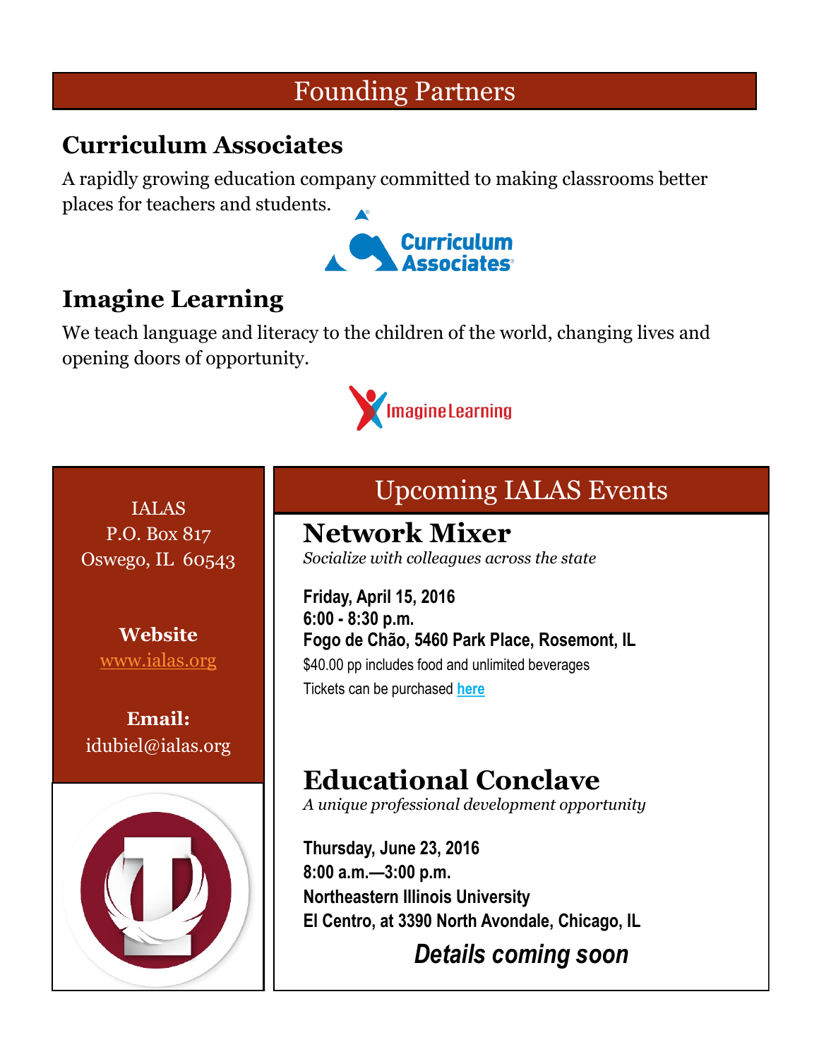## Founding Partners

### Curriculum Associates

A rapidly growing education company committed to making classrooms better places for teachers and students.

### Imagine Learning

We teach language and literacy to the children of the world, changing lives and opening doors of opportunity.

IALAS
P.O. Box 817
Oswego, IL 60543

**Website**
www.ialas.org

**Email:**
idubiel@ialas.org

## Upcoming IALAS Events

### Network Mixer

*Socialize with colleagues across the state*

**Friday, April 15, 2016**
**6:00 - 8:30 p.m.**
**Fogo de Chão, 5460 Park Place, Rosemont, IL**
$40.00 pp includes food and unlimited beverages
Tickets can be purchased **here**

### Educational Conclave

*A unique professional development opportunity*

**Thursday, June 23, 2016**
**8:00 a.m.—3:00 p.m.**
**Northeastern Illinois University**
**El Centro, at 3390 North Avondale, Chicago, IL**

***Details coming soon***